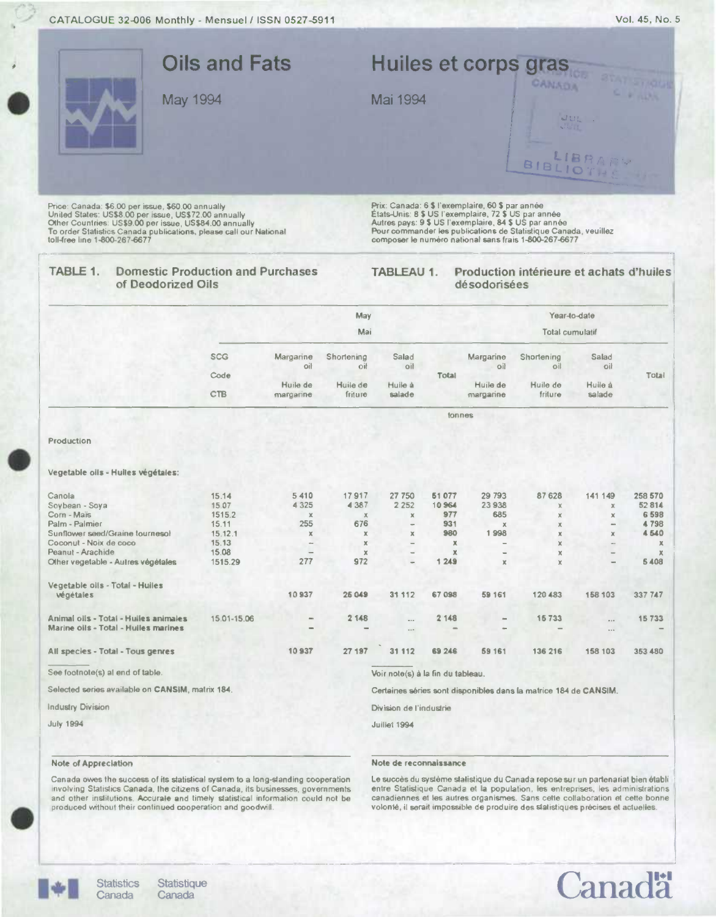CATALOGUE 32-006 Monthly - Mensuel / ISSN 0527-5911

Vol. 45, No. 5

# Oils and Fats

May 1994

# Huiles et corps gras

Mai 1994

Price: Canada: $6.00 per issue, $60.00 annually
United States: US$8.00 per issue, US$72.00 annually
Other Countries: US$9.00 per issue, US$84.00 annually
To order Statistics Canada publications, please call our National toll-free line 1-800-267-6677

Prix: Canada: 6 $ l'exemplaire, 60 $ par année
États-Unis: 8 $ US l'exemplaire, 72 $ US par année
Autres pays: 9 $ US l'exemplaire, 84 $ US par année
Pour commander les publications de Statistique Canada, veuillez composer le numéro national sans frais 1-800-267-6677

## TABLE 1. Domestic Production and Purchases of Deodorized Oils

## TABLEAU 1. Production intérieure et achats d'huiles désodorisées

| | SCG Code / CTB | May / Mai | | | | Year-to-date / Total cumulatif | | | |
|---|---|---|---|---|---|---|---|---|---|
| | | Margarine oil / Huile de margarine | Shortening oil / Huile de friture | Salad oil / Huile à salade | Total | Margarine oil / Huile de margarine | Shortening oil / Huile de friture | Salad oil / Huile à salade | Total |
| | | tonnes | | | | | | | |
| **Production** | | | | | | | | | |
| **Vegetable oils - Huiles végétales:** | | | | | | | | | |
| Canola | 15.14 | 5 410 | 17 917 | 27 750 | 51 077 | 29 793 | 87 628 | 141 149 | 258 570 |
| Soybean - Soya | 15.07 | 4 325 | 4 387 | 2 252 | 10 964 | 23 938 | x | x | 52 814 |
| Corn - Maïs | 1515.2 | x | x | x | 977 | 685 | x | x | 6 598 |
| Palm - Palmier | 15.11 | 255 | 676 | – | 931 | x | x | – | 4 798 |
| Sunflower seed/Graine tournesol | 15.12.1 | x | x | x | 980 | 1 998 | x | x | 4 540 |
| Coconut - Noix de coco | 15.13 | – | x | – | x | – | x | – | x |
| Peanut - Arachide | 15.08 | – | x | – | x | – | x | – | x |
| Other vegetable - Autres végétales | 1515.29 | 277 | 972 | – | 1 249 | x | x | – | 5 408 |
| Vegetable oils - Total - Huiles végétales | | 10 937 | 25 049 | 31 112 | 67 098 | 59 161 | 120 483 | 158 103 | 337 747 |
| Animal oils - Total - Huiles animales | 15.01-15.06 | – | 2 148 | ... | 2 148 | – | 15 733 | ... | 15 733 |
| Marine oils - Total - Huiles marines | | – | – | ... | – | – | – | ... | – |
| All species - Total - Tous genres | | 10 937 | 27 197 | 31 112 | 69 246 | 59 161 | 136 216 | 158 103 | 353 480 |

See footnote(s) at end of table.

Voir note(s) à la fin du tableau.

Selected series available on **CANSIM**, matrix 184.

Certaines séries sont disponibles dans la matrice 184 de **CANSIM**.

Industry Division

Division de l'industrie

July 1994

Juillet 1994

### Note of Appreciation

Canada owes the success of its statistical system to a long-standing cooperation involving Statistics Canada, the citizens of Canada, its businesses, governments and other institutions. Accurate and timely statistical information could not be produced without their continued cooperation and goodwill.

### Note de reconnaissance

Le succès du système statistique du Canada repose sur un partenariat bien établi entre Statistique Canada et la population, les entreprises, les administrations canadiennes et les autres organismes. Sans cette collaboration et cette bonne volonté, il serait impossible de produire des statistiques précises et actuelles.

Statistics Canada Statistique Canada

Canada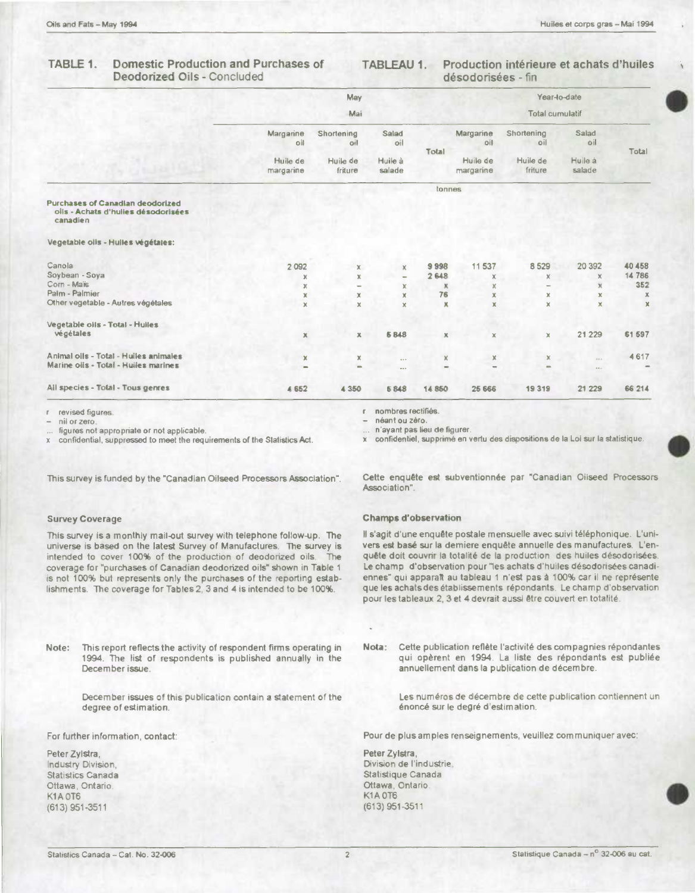## TABLE 1. Domestic Production and Purchases of Deodorized Oils - Concluded

## TABLEAU 1. Production intérieure et achats d'huiles désodorisées - fin

| | May / Mai | | | | Year-to-date / Total cumulatif | | | |
|---|---|---|---|---|---|---|---|---|
| | Margarine oil / Huile de margarine | Shortening oil / Huile de friture | Salad oil / Huile à salade | Total | Margarine oil / Huile de margarine | Shortening oil / Huile de friture | Salad oil / Huile à salade | Total |
| | tonnes | | | | | | | |
| **Purchases of Canadian deodorized oils - Achats d'huiles désodorisées canadien** | | | | | | | | |
| **Vegetable oils - Huiles végétales:** | | | | | | | | |
| Canola | 2 092 | x | x | 9 998 | 11 537 | 8 529 | 20 392 | 40 458 |
| Soybean - Soya | x | x | – | 2 648 | x | x | x | 14 786 |
| Corn - Maïs | x | – | x | x | x | – | x | 352 |
| Palm - Palmier | x | x | x | 76 | x | x | x | x |
| Other vegetable - Autres végétales | x | x | x | x | x | x | x | x |
| **Vegetable oils - Total - Huiles végétales** | x | x | 5 848 | x | x | x | 21 229 | 61 597 |
| **Animal oils - Total - Huiles animales** | x | x | ... | x | x | x | ... | 4 617 |
| **Marine oils - Total - Huiles marines** | – | – | ... | – | – | – | ... | – |
| **All species - Total - Tous genres** | 4 652 | 4 350 | 5 848 | 14 850 | 25 666 | 19 319 | 21 229 | 66 214 |

r revised figures.
– nil or zero.
... figures not appropriate or not applicable.
x confidential, suppressed to meet the requirements of the Statistics Act.

r nombres rectifiés.
– néant ou zéro.
... n'ayant pas lieu de figurer.
x confidentiel, supprimé en vertu des dispositions de la Loi sur la statistique.

This survey is funded by the "Canadian Oilseed Processors Association".

Cette enquête est subventionnée par "Canadian Oilseed Processors Association".

### Survey Coverage

This survey is a monthly mail-out survey with telephone follow-up. The universe is based on the latest Survey of Manufactures. The survey is intended to cover 100% of the production of deodorized oils. The coverage for "purchases of Canadian deodorized oils" shown in Table 1 is not 100% but represents only the purchases of the reporting establishments. The coverage for Tables 2, 3 and 4 is intended to be 100%.

### Champs d'observation

Il s'agit d'une enquête postale mensuelle avec suivi téléphonique. L'univers est basé sur la dernière enquête annuelle des manufactures. L'enquête doit couvrir la totalité de la production des huiles désodorisées. Le champ d'observation pour "les achats d'huiles désodorisées canadiennes" qui apparaît au tableau 1 n'est pas à 100% car il ne représente que les achats des établissements répondants. Le champ d'observation pour les tableaux 2, 3 et 4 devrait aussi être couvert en totalité.

**Note:** This report reflects the activity of respondent firms operating in 1994. The list of respondents is published annually in the December issue.

December issues of this publication contain a statement of the degree of estimation.

**Nota:** Cette publication reflète l'activité des compagnies répondantes qui opèrent en 1994. La liste des répondants est publiée annuellement dans la publication de décembre.

Les numéros de décembre de cette publication contiennent un énoncé sur le degré d'estimation.

For further information, contact:

Peter Zylstra,
Industry Division,
Statistics Canada
Ottawa, Ontario.
K1A 0T6
(613) 951-3511

Pour de plus amples renseignements, veuillez communiquer avec:

Peter Zylstra,
Division de l'industrie,
Statistique Canada
Ottawa, Ontario.
K1A 0T6
(613) 951-3511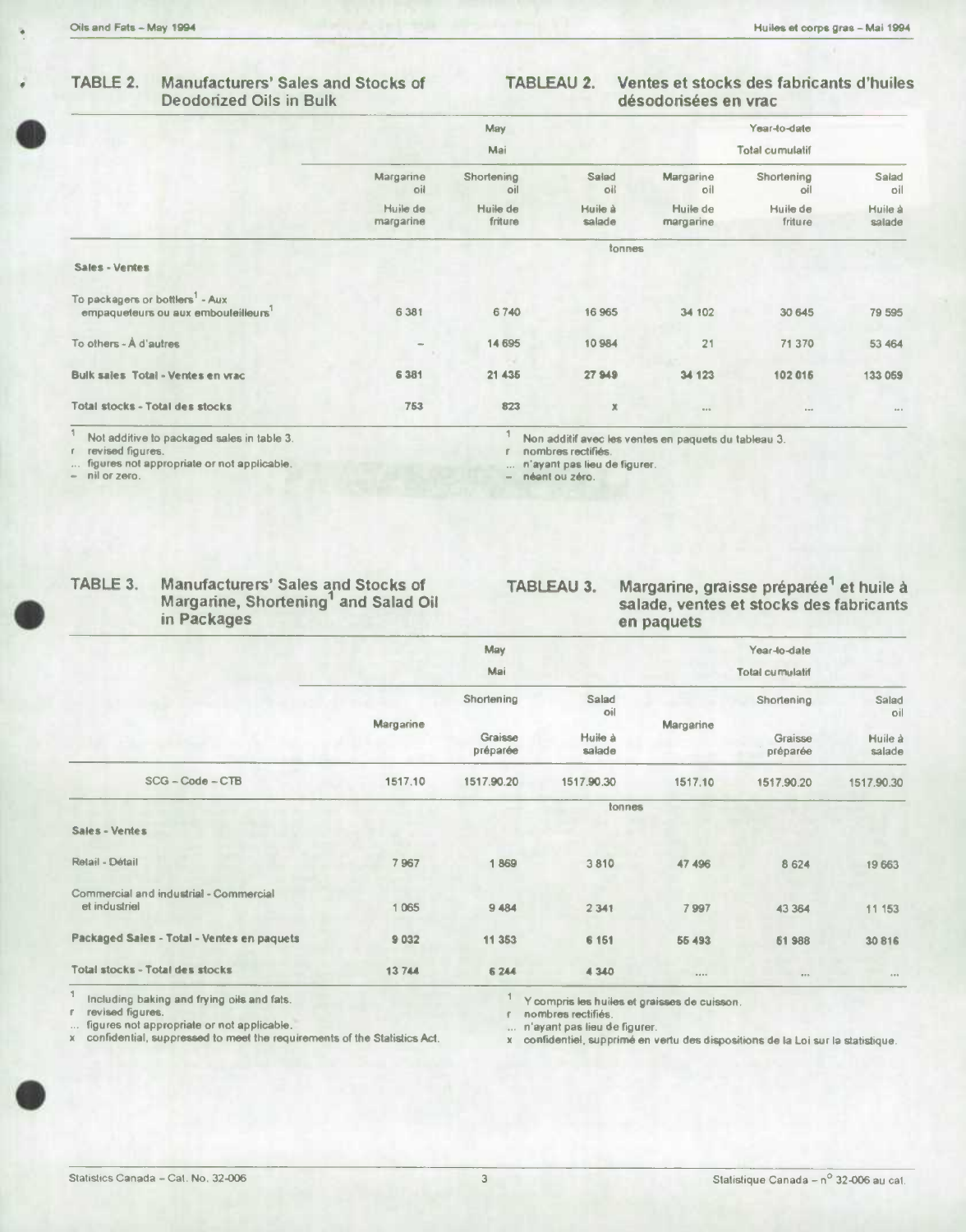## TABLE 2. Manufacturers' Sales and Stocks of Deodorized Oils in Bulk

## TABLEAU 2. Ventes et stocks des fabricants d'huiles désodorisées en vrac

| | May / Mai | | | Year-to-date / Total cumulatif | | |
|---|---|---|---|---|---|---|
| | Margarine oil / Huile de margarine | Shortening oil / Huile de friture | Salad oil / Huile à salade | Margarine oil / Huile de margarine | Shortening oil / Huile de friture | Salad oil / Huile à salade |
| | tonnes | | | | | |
| **Sales - Ventes** | | | | | | |
| To packagers or bottlers[1] - Aux empaqueteurs ou aux embouteilleurs[1] | 6 381 | 6 740 | 16 965 | 34 102 | 30 645 | 79 595 |
| To others - À d'autres | – | 14 695 | 10 984 | 21 | 71 370 | 53 464 |
| **Bulk sales Total - Ventes en vrac** | **6 381** | **21 435** | **27 949** | **34 123** | **102 015** | **133 059** |
| **Total stocks - Total des stocks** | **753** | **823** | **x** | **...** | **...** | **...** |

1 Not additive to packaged sales in table 3.
r revised figures.
... figures not appropriate or not applicable.
– nil or zero.

1 Non additif avec les ventes en paquets du tableau 3.
r nombres rectifiés.
... n'ayant pas lieu de figurer.
– néant ou zéro.

## TABLE 3. Manufacturers' Sales and Stocks of Margarine, Shortening[1] and Salad Oil in Packages

## TABLEAU 3. Margarine, graisse préparée[1] et huile à salade, ventes et stocks des fabricants en paquets

| | May / Mai | | | Year-to-date / Total cumulatif | | |
|---|---|---|---|---|---|---|
| | Margarine | Shortening / Graisse préparée | Salad oil / Huile à salade | Margarine | Shortening / Graisse préparée | Salad oil / Huile à salade |
| SCG – Code – CTB | 1517.10 | 1517.90.20 | 1517.90.30 | 1517.10 | 1517.90.20 | 1517.90.30 |
| | tonnes | | | | | |
| **Sales - Ventes** | | | | | | |
| Retail - Détail | 7 967 | 1 869 | 3 810 | 47 496 | 8 624 | 19 663 |
| Commercial and industrial - Commercial et industriel | 1 065 | 9 484 | 2 341 | 7 997 | 43 364 | 11 153 |
| **Packaged Sales - Total - Ventes en paquets** | **9 032** | **11 353** | **6 151** | **55 493** | **51 988** | **30 816** |
| **Total stocks - Total des stocks** | **13 744** | **6 244** | **4 340** | **...** | **...** | **...** |

1 Including baking and frying oils and fats.
r revised figures.
... figures not appropriate or not applicable.
x confidential, suppressed to meet the requirements of the Statistics Act.

1 Y compris les huiles et graisses de cuisson.
r nombres rectifiés.
... n'ayant pas lieu de figurer.
x confidentiel, supprimé en vertu des dispositions de la Loi sur la statistique.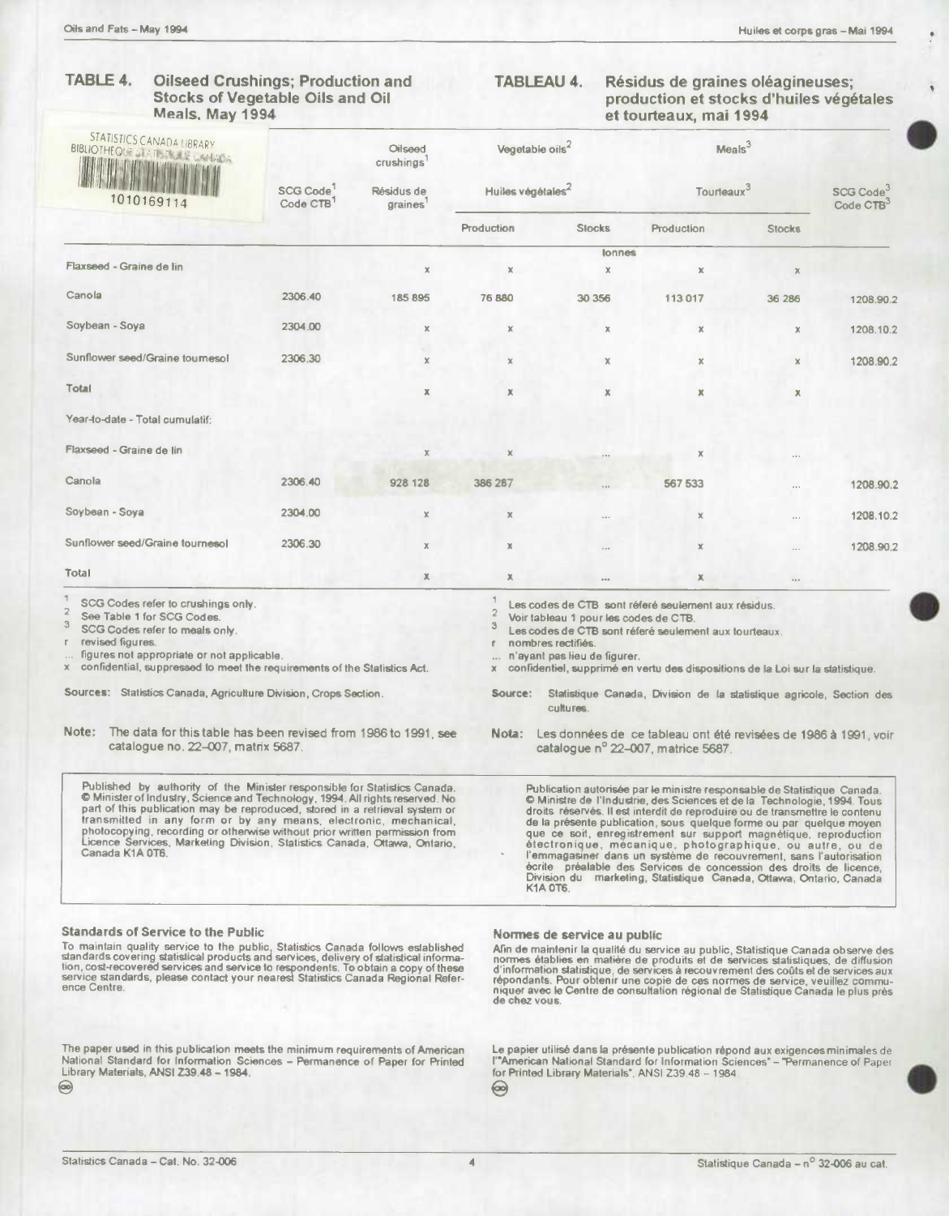## TABLE 4. Oilseed Crushings; Production and Stocks of Vegetable Oils and Oil Meals, May 1994

## TABLEAU 4. Résidus de graines oléagineuses; production et stocks d'huiles végétales et tourteaux, mai 1994

| | SCG Code[1] Code CTB[1] | Oilseed crushings[1] Résidus de graines[1] | Vegetable oils[2] Huiles végétales[2] | | Meals[3] Tourteaux[3] | | SCG Code[3] Code CTB[3] |
|---|---|---|---|---|---|---|---|
| | | | Production | Stocks | Production | Stocks | |
| | | | | tonnes | | | |
| Flaxseed - Graine de lin | | x | x | x | x | x | |
| Canola | 2306.40 | 185 895 | 76 880 | 30 356 | 113 017 | 36 286 | 1208.90.2 |
| Soybean - Soya | 2304.00 | x | x | x | x | x | 1208.10.2 |
| Sunflower seed/Graine tournesol | 2306.30 | x | x | x | x | x | 1208.90.2 |
| Total | | x | x | x | x | x | |
| Year-to-date - Total cumulatif: | | | | | | | |
| Flaxseed - Graine de lin | | x | x | ... | x | ... | |
| Canola | 2306.40 | 928 128 | 386 287 | ... | 567 533 | ... | 1208.90.2 |
| Soybean - Soya | 2304.00 | x | x | ... | x | ... | 1208.10.2 |
| Sunflower seed/Graine tournesol | 2306.30 | x | x | ... | x | ... | 1208.90.2 |
| Total | | x | x | ... | x | ... | |

1 SCG Codes refer to crushings only.
2 See Table 1 for SCG Codes.
3 SCG Codes refer to meals only.
r revised figures.
... figures not appropriate or not applicable.
x confidential, suppressed to meet the requirements of the Statistics Act.

1 Les codes de CTB sont référé seulement aux résidus.
2 Voir tableau 1 pour les codes de CTB.
3 Les codes de CTB sont référé seulement aux tourteaux.
r nombres rectifiés.
... n'ayant pas lieu de figurer.
x confidentiel, supprimé en vertu des dispositions de la Loi sur la statistique.

**Sources:** Statistics Canada, Agriculture Division, Crops Section.

**Source:** Statistique Canada, Division de la statistique agricole, Section des cultures.

**Note:** The data for this table has been revised from 1986 to 1991, see catalogue no. 22-007, matrix 5687.

**Nota:** Les données de ce tableau ont été revisées de 1986 à 1991, voir catalogue n° 22-007, matrice 5687.

Published by authority of the Minister responsible for Statistics Canada. © Minister of Industry, Science and Technology, 1994. All rights reserved. No part of this publication may be reproduced, stored in a retrieval system or transmitted in any form or by any means, electronic, mechanical, photocopying, recording or otherwise without prior written permission from Licence Services, Marketing Division, Statistics Canada, Ottawa, Ontario, Canada K1A 0T6.

Publication autorisée par le ministre responsable de Statistique Canada. © Ministre de l'Industrie, des Sciences et de la Technologie, 1994. Tous droits réservés. Il est interdit de reproduire ou de transmettre le contenu de la présente publication, sous quelque forme ou par quelque moyen que ce soit, enregistrement sur support magnétique, reproduction électronique, mécanique, photographique, ou autre, ou de l'emmagasiner dans un système de recouvrement, sans l'autorisation écrite préalable des Services de concession des droits de licence, Division du marketing, Statistique Canada, Ottawa, Ontario, Canada K1A 0T6.

### Standards of Service to the Public

To maintain quality service to the public, Statistics Canada follows established standards covering statistical products and services, delivery of statistical information, cost-recovered services and service to respondents. To obtain a copy of these service standards, please contact your nearest Statistics Canada Regional Reference Centre.

### Normes de service au public

Afin de maintenir la qualité du service au public, Statistique Canada observe des normes établies en matière de produits et de services statistiques, de diffusion d'information statistique, de services à recouvrement des coûts et de services aux répondants. Pour obtenir une copie de ces normes de service, veuillez communiquer avec le Centre de consultation régional de Statistique Canada le plus près de chez vous.

The paper used in this publication meets the minimum requirements of American National Standard for Information Sciences – Permanence of Paper for Printed Library Materials, ANSI Z39.48 – 1984.

Le papier utilisé dans la présente publication répond aux exigences minimales de l'"American National Standard for Information Sciences" – "Permanence of Paper for Printed Library Materials", ANSI Z39.48 – 1984.